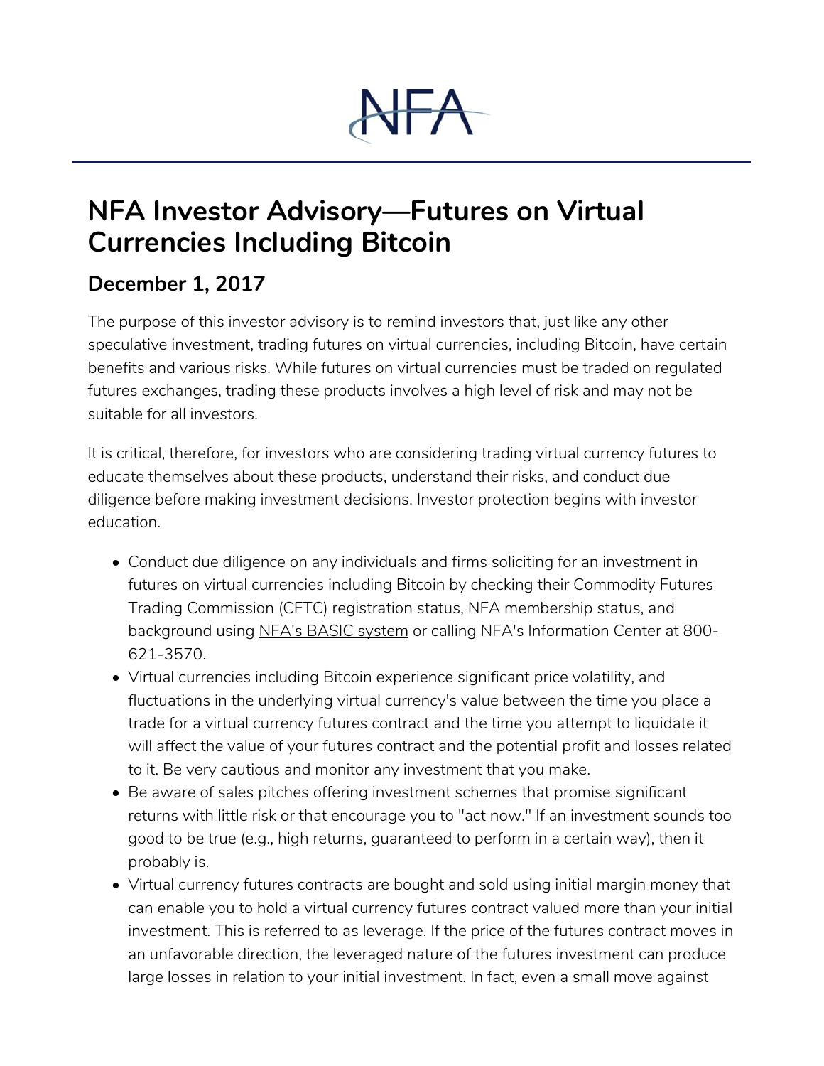# NFA Investor Advisory—Futures on Virtual Currencies Including Bitcoin

## December 1, 2017

The purpose of this investor advisory is to remind investors that, just like any other speculative investment, trading futures on virtual currencies, including Bitcoin, have certain benefits and various risks. While futures on virtual currencies must be traded on regulated futures exchanges, trading these products involves a high level of risk and may not be suitable for all investors.

It is critical, therefore, for investors who are considering trading virtual currency futures to educate themselves about these products, understand their risks, and conduct due diligence before making investment decisions. Investor protection begins with investor education.

- Conduct due diligence on any individuals and firms soliciting for an investment in futures on virtual currencies including Bitcoin by checking their Commodity Futures Trading Commission (CFTC) registration status, NFA membership status, and background using NFA's BASIC system or calling NFA's Information Center at 800-621-3570.
- Virtual currencies including Bitcoin experience significant price volatility, and fluctuations in the underlying virtual currency's value between the time you place a trade for a virtual currency futures contract and the time you attempt to liquidate it will affect the value of your futures contract and the potential profit and losses related to it. Be very cautious and monitor any investment that you make.
- Be aware of sales pitches offering investment schemes that promise significant returns with little risk or that encourage you to "act now." If an investment sounds too good to be true (e.g., high returns, guaranteed to perform in a certain way), then it probably is.
- Virtual currency futures contracts are bought and sold using initial margin money that can enable you to hold a virtual currency futures contract valued more than your initial investment. This is referred to as leverage. If the price of the futures contract moves in an unfavorable direction, the leveraged nature of the futures investment can produce large losses in relation to your initial investment. In fact, even a small move against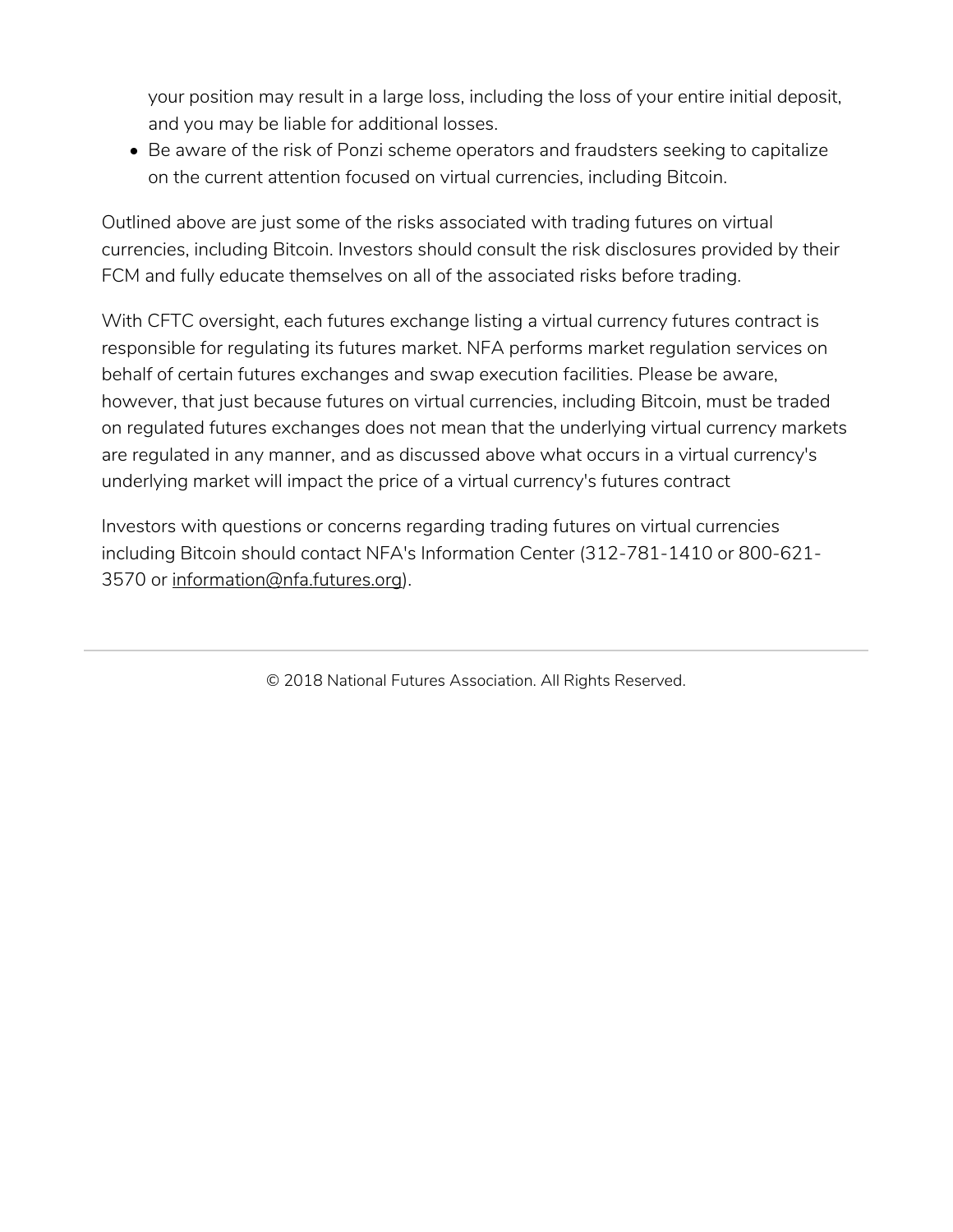your position may result in a large loss, including the loss of your entire initial deposit, and you may be liable for additional losses.

- Be aware of the risk of Ponzi scheme operators and fraudsters seeking to capitalize on the current attention focused on virtual currencies, including Bitcoin.

Outlined above are just some of the risks associated with trading futures on virtual currencies, including Bitcoin. Investors should consult the risk disclosures provided by their FCM and fully educate themselves on all of the associated risks before trading.

With CFTC oversight, each futures exchange listing a virtual currency futures contract is responsible for regulating its futures market. NFA performs market regulation services on behalf of certain futures exchanges and swap execution facilities. Please be aware, however, that just because futures on virtual currencies, including Bitcoin, must be traded on regulated futures exchanges does not mean that the underlying virtual currency markets are regulated in any manner, and as discussed above what occurs in a virtual currency's underlying market will impact the price of a virtual currency's futures contract

Investors with questions or concerns regarding trading futures on virtual currencies including Bitcoin should contact NFA's Information Center (312-781-1410 or 800-621-3570 or information@nfa.futures.org).

---

© 2018 National Futures Association. All Rights Reserved.